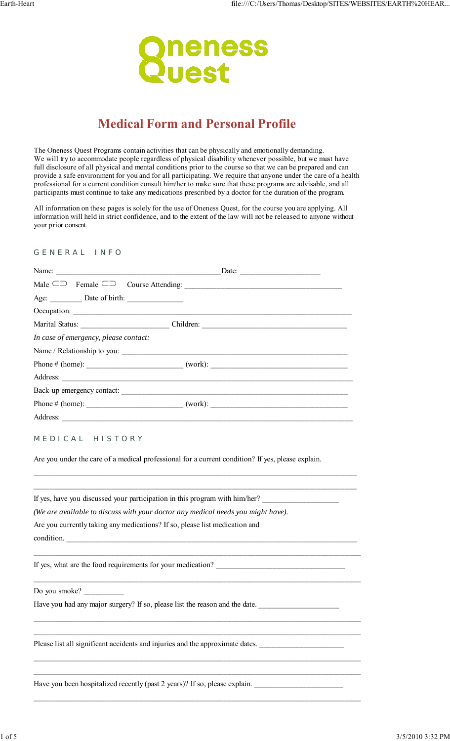# Oneness Quest

## Medical Form and Personal Profile

The Oneness Quest Programs contain activities that can be physically and emotionally demanding. We will try to accommodate people regardless of physical disability whenever possible, but we must have full disclosure of all physical and mental conditions prior to the course so that we can be prepared and can provide a safe environment for you and for all participating. We require that anyone under the care of a health professional for a current condition consult him/her to make sure that these programs are advisable, and all participants must continue to take any medications prescribed by a doctor for the duration of the program.

All information on these pages is solely for the use of Oneness Quest, for the course you are applying. All information will held in strict confidence, and to the extent of the law will not be released to anyone without your prior consent.

### GENERAL INFO

Name: ___________________________________________ Date: ____________________

Male ⊂⊃ Female ⊂⊃ Course Attending: ________________________________________

Age: ________ Date of birth: ______________

Occupation: __________________________________________________________________________

Marital Status: ______________________ Children: ____________________________________

*In case of emergency, please contact:*

Name / Relationship to you: __________________________________________________________

Phone # (home): ________________________ (work): ___________________________________

Address: _____________________________________________________________________________

Back-up emergency contact: ___________________________________________________________

Phone # (home): ________________________ (work): ___________________________________

Address: _____________________________________________________________________________

### MEDICAL HISTORY

Are you under the care of a medical professional for a current condition? If yes, please explain.

_____________________________________________________________________________________

_____________________________________________________________________________________

If yes, have you discussed your participation in this program with him/her? ___________________

*(We are available to discuss with your doctor any medical needs you might have).*

Are you currently taking any medications? If so, please list medication and

condition. ___________________________________________________________________________

_____________________________________________________________________________________

If yes, what are the food requirements for your medication? ________________________________

_____________________________________________________________________________________

Do you smoke? __________

Have you had any major surgery? If so, please list the reason and the date. ____________________

_____________________________________________________________________________________

_____________________________________________________________________________________

Please list all significant accidents and injuries and the approximate dates. _____________________

_____________________________________________________________________________________

_____________________________________________________________________________________

Have you been hospitalized recently (past 2 years)? If so, please explain. ______________________

_____________________________________________________________________________________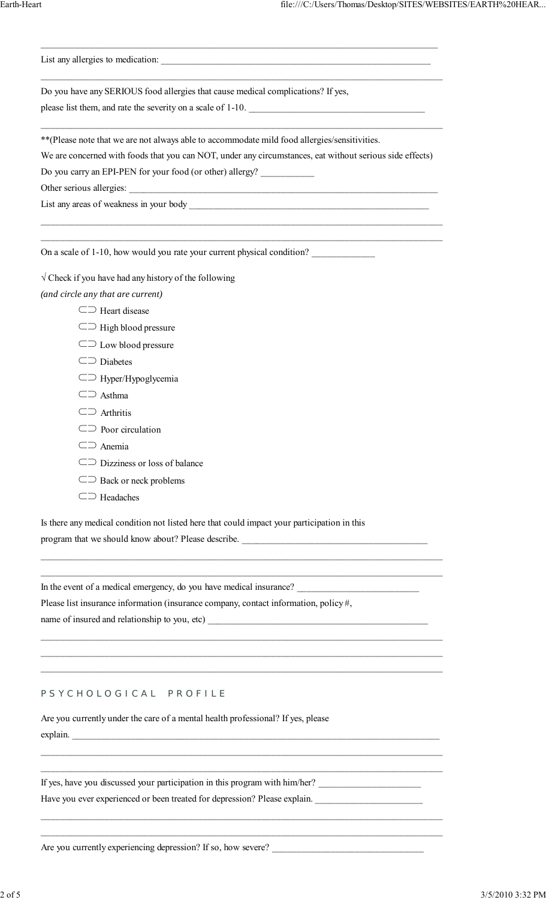List any allergies to medication: ____________________________________________________________

Do you have any SERIOUS food allergies that cause medical complications? If yes, please list them, and rate the severity on a scale of 1-10. ______________________________________

**(Please note that we are not always able to accommodate mild food allergies/sensitivities. We are concerned with foods that you can NOT, under any circumstances, eat without serious side effects)

Do you carry an EPI-PEN for your food (or other) allergy? ___________

Other serious allergies: ______________________________________________________________________

List any areas of weakness in your body ____________________________________________________

On a scale of 1-10, how would you rate your current physical condition? _____________

√ Check if you have had any history of the following
*(and circle any that are current)*

- ⊂⊃ Heart disease
- ⊂⊃ High blood pressure
- ⊂⊃ Low blood pressure
- ⊂⊃ Diabetes
- ⊂⊃ Hyper/Hypoglycemia
- ⊂⊃ Asthma
- ⊂⊃ Arthritis
- ⊂⊃ Poor circulation
- ⊂⊃ Anemia
- ⊂⊃ Dizziness or loss of balance
- ⊂⊃ Back or neck problems
- ⊂⊃ Headaches

Is there any medical condition not listed here that could impact your participation in this program that we should know about? Please describe. ________________________________________

In the event of a medical emergency, do you have medical insurance? __________________________

Please list insurance information (insurance company, contact information, policy #, name of insured and relationship to you, etc) ________________________________________________

## PSYCHOLOGICAL PROFILE

Are you currently under the care of a mental health professional? If yes, please explain. ____________________________________________________________________________________

If yes, have you discussed your participation in this program with him/her? ______________________

Have you ever experienced or been treated for depression? Please explain. _______________________

Are you currently experiencing depression? If so, how severe? _________________________________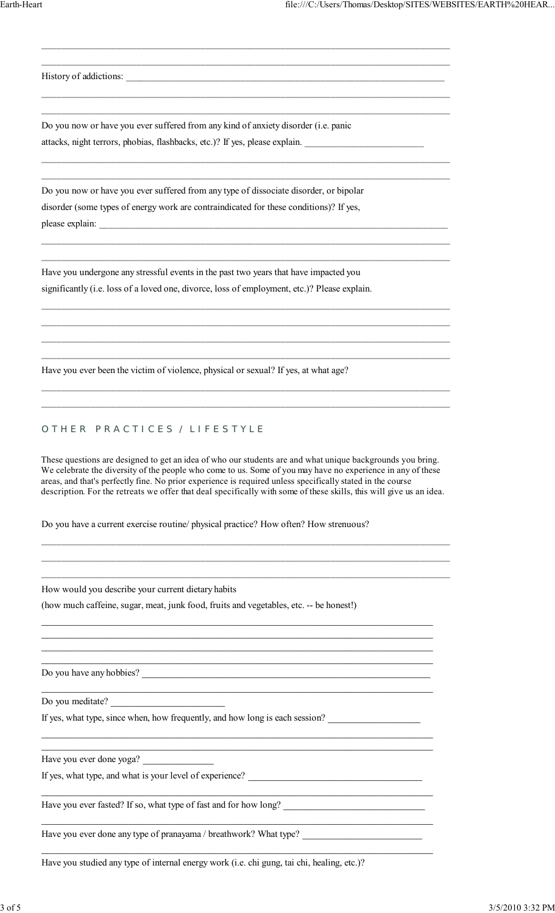History of addictions: ______________________________________________________________________

Do you now or have you ever suffered from any kind of anxiety disorder (i.e. panic attacks, night terrors, phobias, flashbacks, etc.)? If yes, please explain. _________________________

Do you now or have you ever suffered from any type of dissociate disorder, or bipolar disorder (some types of energy work are contraindicated for these conditions)? If yes, please explain: ___________________________________________________________________________

Have you undergone any stressful events in the past two years that have impacted you significantly (i.e. loss of a loved one, divorce, loss of employment, etc.)? Please explain.

Have you ever been the victim of violence, physical or sexual? If yes, at what age?

## OTHER PRACTICES / LIFESTYLE

These questions are designed to get an idea of who our students are and what unique backgrounds you bring. We celebrate the diversity of the people who come to us. Some of you may have no experience in any of these areas, and that's perfectly fine. No prior experience is required unless specifically stated in the course description. For the retreats we offer that deal specifically with some of these skills, this will give us an idea.

Do you have a current exercise routine/ physical practice? How often? How strenuous?

How would you describe your current dietary habits

(how much caffeine, sugar, meat, junk food, fruits and vegetables, etc. -- be honest!)

Do you have any hobbies? _____________________________________________________________

Do you meditate? ________________________

If yes, what type, since when, how frequently, and how long is each session? ___________________

Have you ever done yoga? _______________

If yes, what type, and what is your level of experience? _____________________________________

Have you ever fasted? If so, what type of fast and for how long? ______________________________

Have you ever done any type of pranayama / breathwork? What type? _________________________

Have you studied any type of internal energy work (i.e. chi gung, tai chi, healing, etc.)?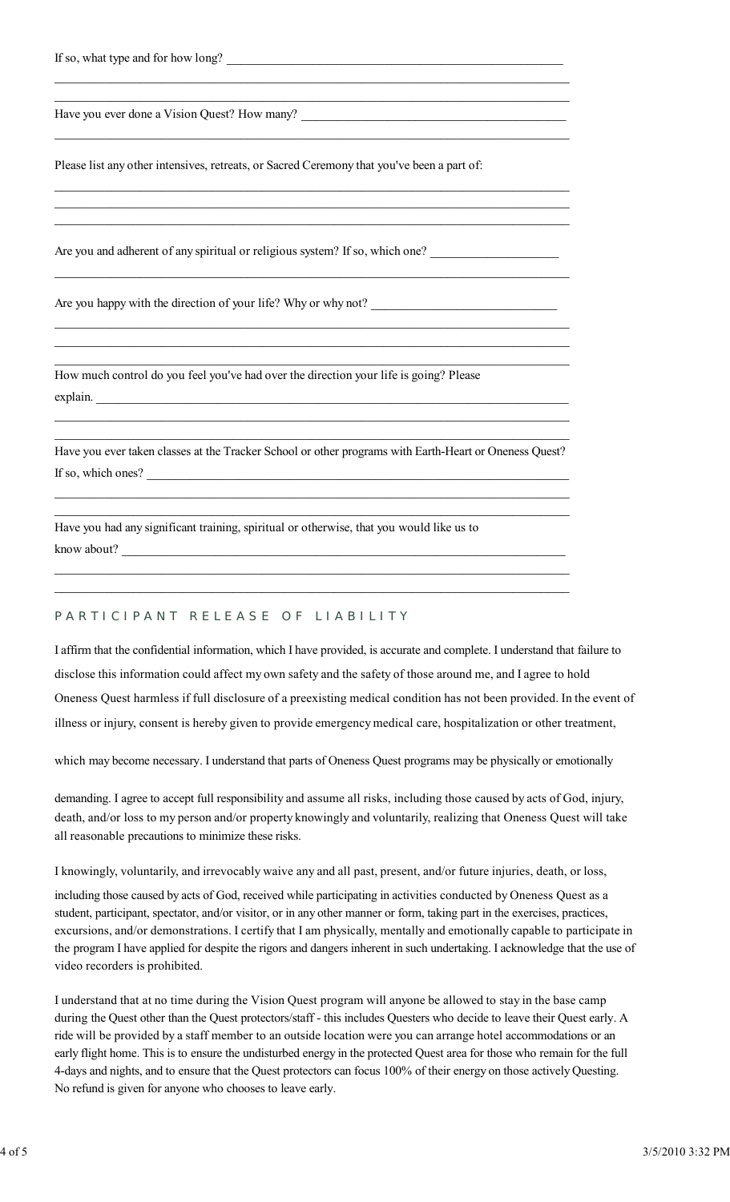If so, what type and for how long? ____________________________________________

______________________________________________________________________________

______________________________________________________________________________

Have you ever done a Vision Quest? How many? ___________________________________

______________________________________________________________________________

Please list any other intensives, retreats, or Sacred Ceremony that you've been a part of:

______________________________________________________________________________

______________________________________________________________________________

______________________________________________________________________________

Are you and adherent of any spiritual or religious system? If so, which one? ________________

______________________________________________________________________________

Are you happy with the direction of your life? Why or why not? _________________________

______________________________________________________________________________

______________________________________________________________________________

______________________________________________________________________________

How much control do you feel you've had over the direction your life is going? Please explain. ____________________________________________________________________

______________________________________________________________________________

______________________________________________________________________________

Have you ever taken classes at the Tracker School or other programs with Earth-Heart or Oneness Quest? If so, which ones? ________________________________________________________

______________________________________________________________________________

______________________________________________________________________________

Have you had any significant training, spiritual or otherwise, that you would like us to know about? ________________________________________________________________

______________________________________________________________________________

______________________________________________________________________________

## PARTICIPANT RELEASE OF LIABILITY

I affirm that the confidential information, which I have provided, is accurate and complete. I understand that failure to disclose this information could affect my own safety and the safety of those around me, and I agree to hold Oneness Quest harmless if full disclosure of a preexisting medical condition has not been provided. In the event of illness or injury, consent is hereby given to provide emergency medical care, hospitalization or other treatment, which may become necessary. I understand that parts of Oneness Quest programs may be physically or emotionally demanding. I agree to accept full responsibility and assume all risks, including those caused by acts of God, injury, death, and/or loss to my person and/or property knowingly and voluntarily, realizing that Oneness Quest will take all reasonable precautions to minimize these risks.

I knowingly, voluntarily, and irrevocably waive any and all past, present, and/or future injuries, death, or loss, including those caused by acts of God, received while participating in activities conducted by Oneness Quest as a student, participant, spectator, and/or visitor, or in any other manner or form, taking part in the exercises, practices, excursions, and/or demonstrations. I certify that I am physically, mentally and emotionally capable to participate in the program I have applied for despite the rigors and dangers inherent in such undertaking. I acknowledge that the use of video recorders is prohibited.

I understand that at no time during the Vision Quest program will anyone be allowed to stay in the base camp during the Quest other than the Quest protectors/staff - this includes Questers who decide to leave their Quest early. A ride will be provided by a staff member to an outside location were you can arrange hotel accommodations or an early flight home. This is to ensure the undisturbed energy in the protected Quest area for those who remain for the full 4-days and nights, and to ensure that the Quest protectors can focus 100% of their energy on those actively Questing. No refund is given for anyone who chooses to leave early.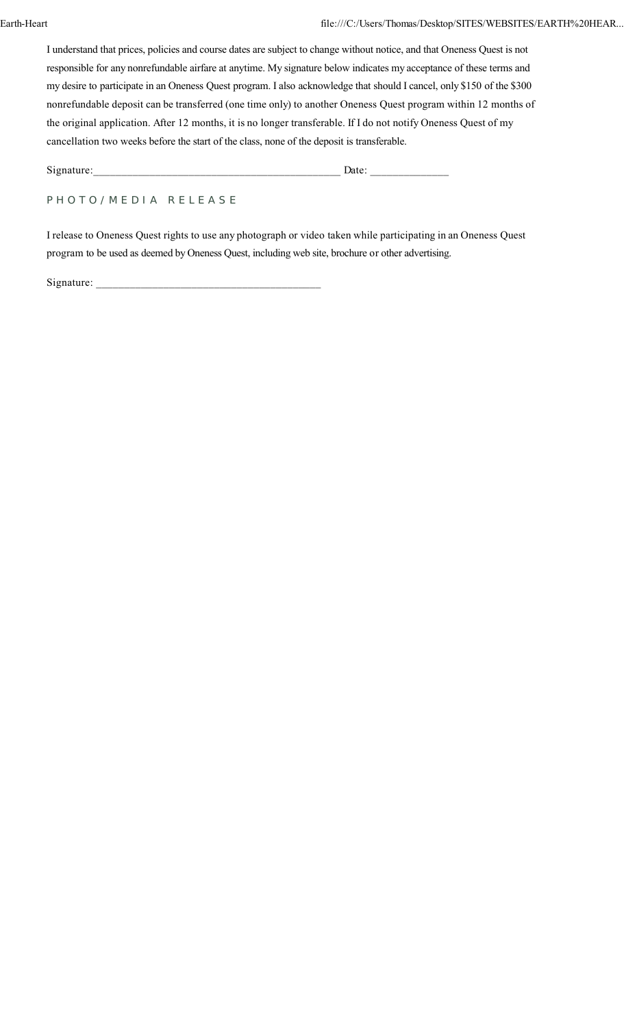I understand that prices, policies and course dates are subject to change without notice, and that Oneness Quest is not responsible for any nonrefundable airfare at anytime. My signature below indicates my acceptance of these terms and my desire to participate in an Oneness Quest program. I also acknowledge that should I cancel, only $150 of the $300 nonrefundable deposit can be transferred (one time only) to another Oneness Quest program within 12 months of the original application. After 12 months, it is no longer transferable. If I do not notify Oneness Quest of my cancellation two weeks before the start of the class, none of the deposit is transferable.

Signature:_____________________________________________ Date: ______________

## PHOTO/MEDIA RELEASE

I release to Oneness Quest rights to use any photograph or video taken while participating in an Oneness Quest program to be used as deemed by Oneness Quest, including web site, brochure or other advertising.

Signature: _________________________________________